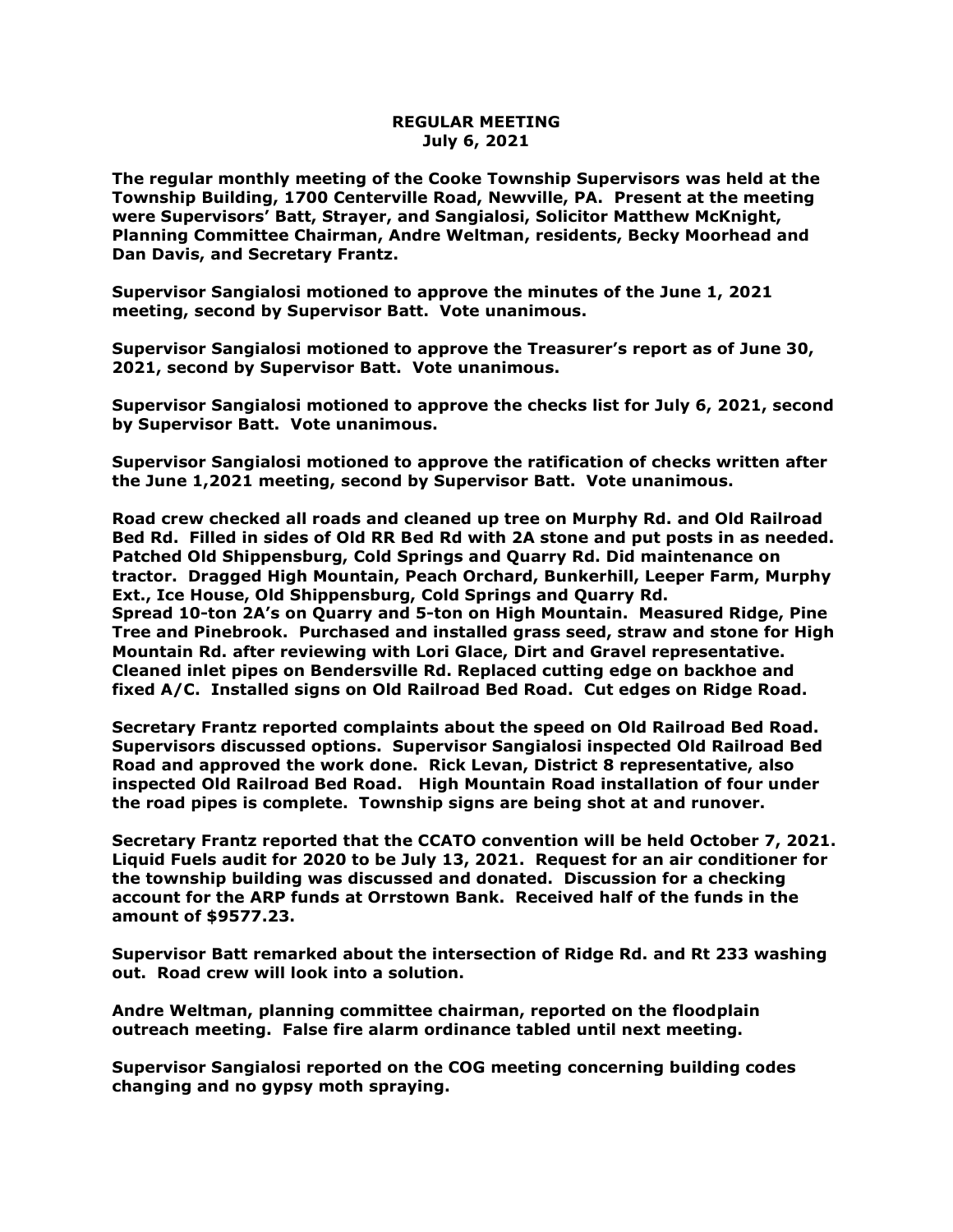**REGULAR MEETING**
**July 6, 2021**

**The regular monthly meeting of the Cooke Township Supervisors was held at the Township Building, 1700 Centerville Road, Newville, PA. Present at the meeting were Supervisors' Batt, Strayer, and Sangialosi, Solicitor Matthew McKnight, Planning Committee Chairman, Andre Weltman, residents, Becky Moorhead and Dan Davis, and Secretary Frantz.**

**Supervisor Sangialosi motioned to approve the minutes of the June 1, 2021 meeting, second by Supervisor Batt. Vote unanimous.**

**Supervisor Sangialosi motioned to approve the Treasurer's report as of June 30, 2021, second by Supervisor Batt. Vote unanimous.**

**Supervisor Sangialosi motioned to approve the checks list for July 6, 2021, second by Supervisor Batt. Vote unanimous.**

**Supervisor Sangialosi motioned to approve the ratification of checks written after the June 1,2021 meeting, second by Supervisor Batt. Vote unanimous.**

**Road crew checked all roads and cleaned up tree on Murphy Rd. and Old Railroad Bed Rd. Filled in sides of Old RR Bed Rd with 2A stone and put posts in as needed. Patched Old Shippensburg, Cold Springs and Quarry Rd. Did maintenance on tractor. Dragged High Mountain, Peach Orchard, Bunkerhill, Leeper Farm, Murphy Ext., Ice House, Old Shippensburg, Cold Springs and Quarry Rd. Spread 10-ton 2A's on Quarry and 5-ton on High Mountain. Measured Ridge, Pine Tree and Pinebrook. Purchased and installed grass seed, straw and stone for High Mountain Rd. after reviewing with Lori Glace, Dirt and Gravel representative. Cleaned inlet pipes on Bendersville Rd. Replaced cutting edge on backhoe and fixed A/C. Installed signs on Old Railroad Bed Road. Cut edges on Ridge Road.**

**Secretary Frantz reported complaints about the speed on Old Railroad Bed Road. Supervisors discussed options. Supervisor Sangialosi inspected Old Railroad Bed Road and approved the work done. Rick Levan, District 8 representative, also inspected Old Railroad Bed Road. High Mountain Road installation of four under the road pipes is complete. Township signs are being shot at and runover.**

**Secretary Frantz reported that the CCATO convention will be held October 7, 2021. Liquid Fuels audit for 2020 to be July 13, 2021. Request for an air conditioner for the township building was discussed and donated. Discussion for a checking account for the ARP funds at Orrstown Bank. Received half of the funds in the amount of $9577.23.**

**Supervisor Batt remarked about the intersection of Ridge Rd. and Rt 233 washing out. Road crew will look into a solution.**

**Andre Weltman, planning committee chairman, reported on the floodplain outreach meeting. False fire alarm ordinance tabled until next meeting.**

**Supervisor Sangialosi reported on the COG meeting concerning building codes changing and no gypsy moth spraying.**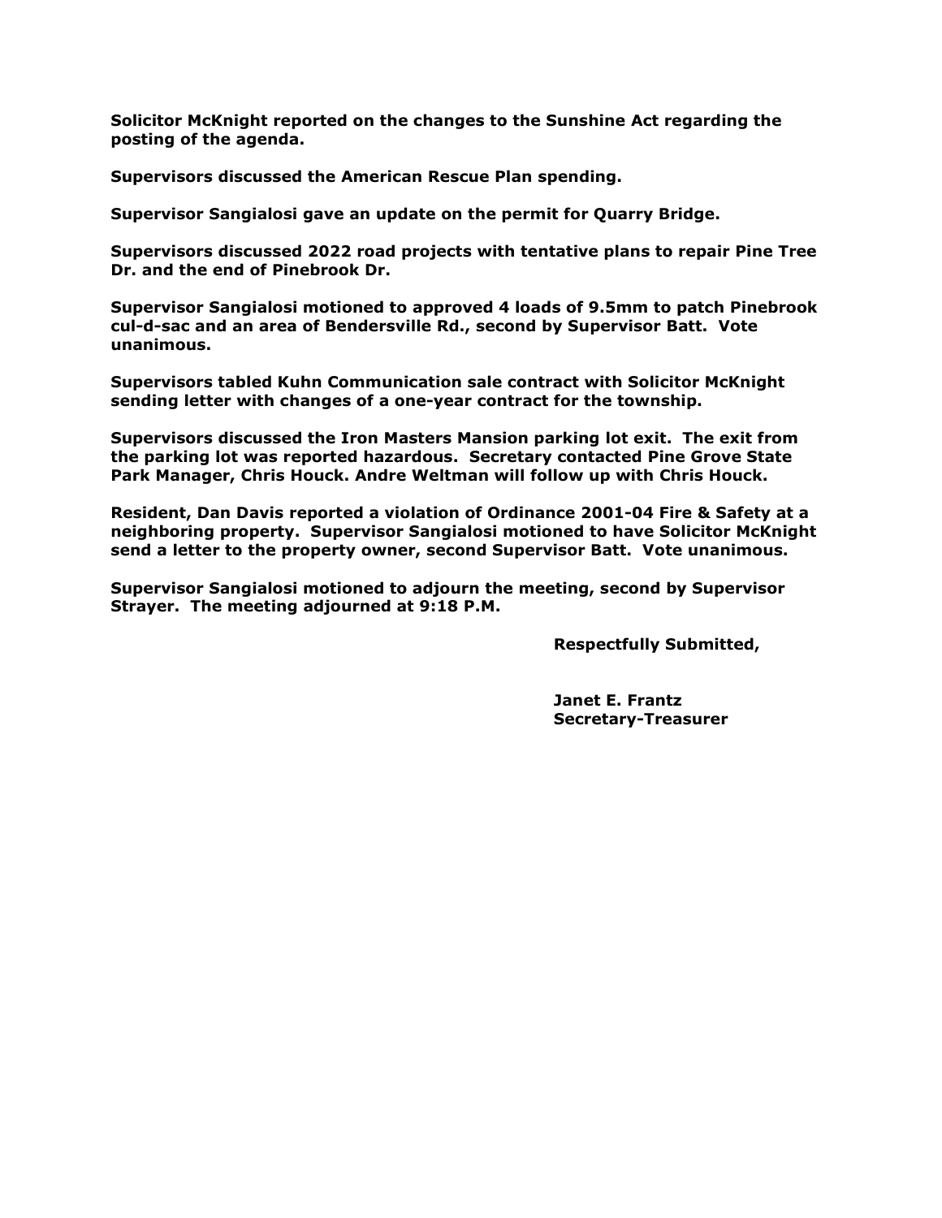**Solicitor McKnight reported on the changes to the Sunshine Act regarding the posting of the agenda.**

**Supervisors discussed the American Rescue Plan spending.**

**Supervisor Sangialosi gave an update on the permit for Quarry Bridge.**

**Supervisors discussed 2022 road projects with tentative plans to repair Pine Tree Dr. and the end of Pinebrook Dr.**

**Supervisor Sangialosi motioned to approved 4 loads of 9.5mm to patch Pinebrook cul-d-sac and an area of Bendersville Rd., second by Supervisor Batt. Vote unanimous.**

**Supervisors tabled Kuhn Communication sale contract with Solicitor McKnight sending letter with changes of a one-year contract for the township.**

**Supervisors discussed the Iron Masters Mansion parking lot exit. The exit from the parking lot was reported hazardous. Secretary contacted Pine Grove State Park Manager, Chris Houck. Andre Weltman will follow up with Chris Houck.**

**Resident, Dan Davis reported a violation of Ordinance 2001-04 Fire & Safety at a neighboring property. Supervisor Sangialosi motioned to have Solicitor McKnight send a letter to the property owner, second Supervisor Batt. Vote unanimous.**

**Supervisor Sangialosi motioned to adjourn the meeting, second by Supervisor Strayer. The meeting adjourned at 9:18 P.M.**

**Respectfully Submitted,**

**Janet E. Frantz**
**Secretary-Treasurer**